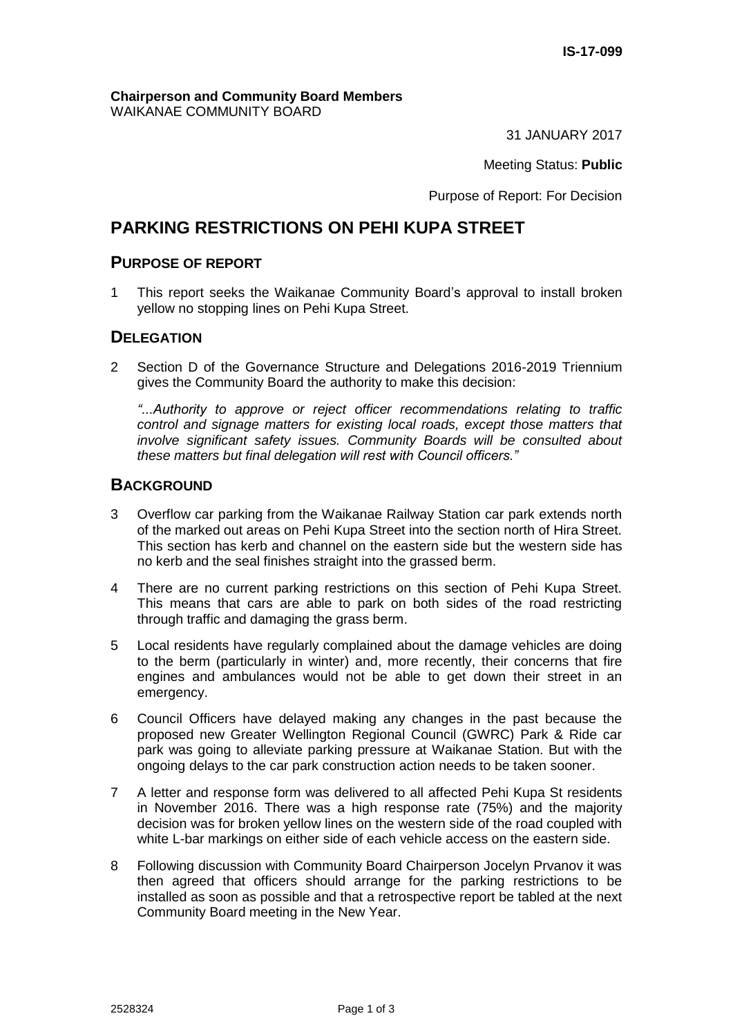IS-17-099

**Chairperson and Community Board Members**
WAIKANAE COMMUNITY BOARD

31 JANUARY 2017

Meeting Status: **Public**

Purpose of Report: For Decision

# PARKING RESTRICTIONS ON PEHI KUPA STREET

## PURPOSE OF REPORT

1 This report seeks the Waikanae Community Board's approval to install broken yellow no stopping lines on Pehi Kupa Street.

## DELEGATION

2 Section D of the Governance Structure and Delegations 2016-2019 Triennium gives the Community Board the authority to make this decision:

*"...Authority to approve or reject officer recommendations relating to traffic control and signage matters for existing local roads, except those matters that involve significant safety issues. Community Boards will be consulted about these matters but final delegation will rest with Council officers."*

## BACKGROUND

3 Overflow car parking from the Waikanae Railway Station car park extends north of the marked out areas on Pehi Kupa Street into the section north of Hira Street. This section has kerb and channel on the eastern side but the western side has no kerb and the seal finishes straight into the grassed berm.

4 There are no current parking restrictions on this section of Pehi Kupa Street. This means that cars are able to park on both sides of the road restricting through traffic and damaging the grass berm.

5 Local residents have regularly complained about the damage vehicles are doing to the berm (particularly in winter) and, more recently, their concerns that fire engines and ambulances would not be able to get down their street in an emergency.

6 Council Officers have delayed making any changes in the past because the proposed new Greater Wellington Regional Council (GWRC) Park & Ride car park was going to alleviate parking pressure at Waikanae Station. But with the ongoing delays to the car park construction action needs to be taken sooner.

7 A letter and response form was delivered to all affected Pehi Kupa St residents in November 2016. There was a high response rate (75%) and the majority decision was for broken yellow lines on the western side of the road coupled with white L-bar markings on either side of each vehicle access on the eastern side.

8 Following discussion with Community Board Chairperson Jocelyn Prvanov it was then agreed that officers should arrange for the parking restrictions to be installed as soon as possible and that a retrospective report be tabled at the next Community Board meeting in the New Year.

2528324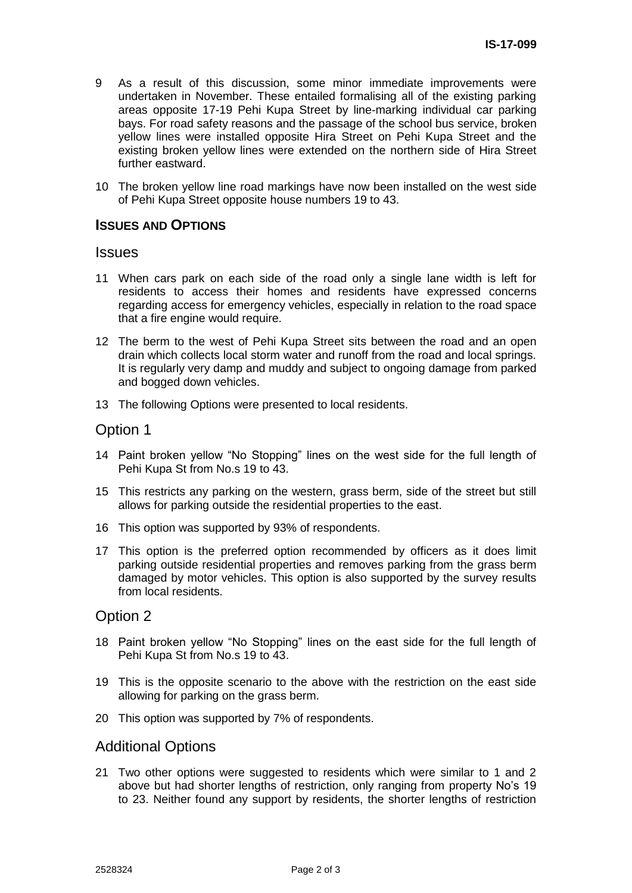9 As a result of this discussion, some minor immediate improvements were undertaken in November. These entailed formalising all of the existing parking areas opposite 17-19 Pehi Kupa Street by line-marking individual car parking bays. For road safety reasons and the passage of the school bus service, broken yellow lines were installed opposite Hira Street on Pehi Kupa Street and the existing broken yellow lines were extended on the northern side of Hira Street further eastward.

10 The broken yellow line road markings have now been installed on the west side of Pehi Kupa Street opposite house numbers 19 to 43.

## ISSUES AND OPTIONS

### Issues

11 When cars park on each side of the road only a single lane width is left for residents to access their homes and residents have expressed concerns regarding access for emergency vehicles, especially in relation to the road space that a fire engine would require.

12 The berm to the west of Pehi Kupa Street sits between the road and an open drain which collects local storm water and runoff from the road and local springs. It is regularly very damp and muddy and subject to ongoing damage from parked and bogged down vehicles.

13 The following Options were presented to local residents.

### Option 1

14 Paint broken yellow "No Stopping" lines on the west side for the full length of Pehi Kupa St from No.s 19 to 43.

15 This restricts any parking on the western, grass berm, side of the street but still allows for parking outside the residential properties to the east.

16 This option was supported by 93% of respondents.

17 This option is the preferred option recommended by officers as it does limit parking outside residential properties and removes parking from the grass berm damaged by motor vehicles. This option is also supported by the survey results from local residents.

### Option 2

18 Paint broken yellow "No Stopping" lines on the east side for the full length of Pehi Kupa St from No.s 19 to 43.

19 This is the opposite scenario to the above with the restriction on the east side allowing for parking on the grass berm.

20 This option was supported by 7% of respondents.

### Additional Options

21 Two other options were suggested to residents which were similar to 1 and 2 above but had shorter lengths of restriction, only ranging from property No's 19 to 23. Neither found any support by residents, the shorter lengths of restriction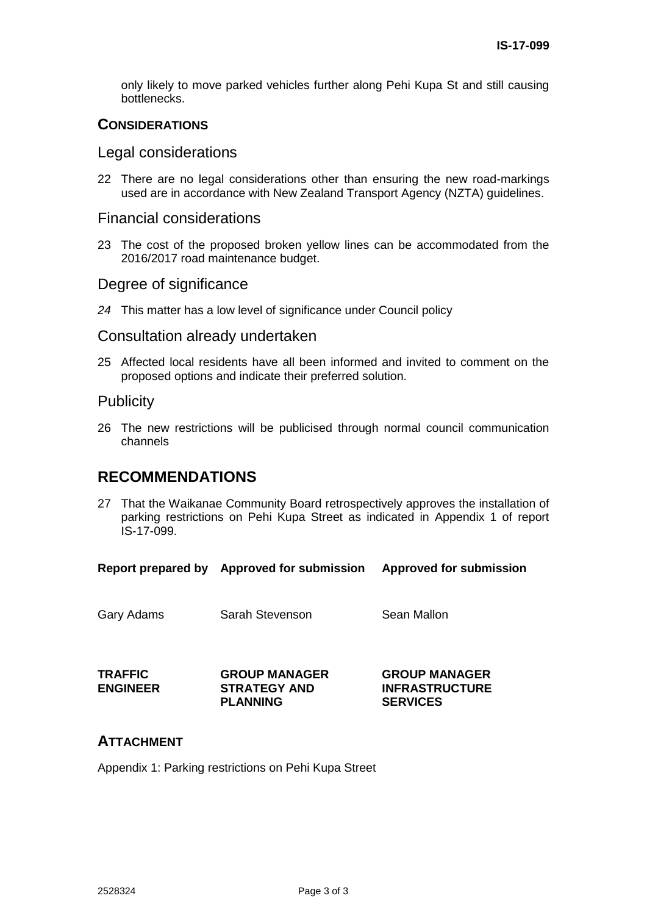only likely to move parked vehicles further along Pehi Kupa St and still causing bottlenecks.

## CONSIDERATIONS

### Legal considerations

22 There are no legal considerations other than ensuring the new road-markings used are in accordance with New Zealand Transport Agency (NZTA) guidelines.

### Financial considerations

23 The cost of the proposed broken yellow lines can be accommodated from the 2016/2017 road maintenance budget.

### Degree of significance

*24* This matter has a low level of significance under Council policy

### Consultation already undertaken

25 Affected local residents have all been informed and invited to comment on the proposed options and indicate their preferred solution.

### Publicity

26 The new restrictions will be publicised through normal council communication channels

## RECOMMENDATIONS

27 That the Waikanae Community Board retrospectively approves the installation of parking restrictions on Pehi Kupa Street as indicated in Appendix 1 of report IS-17-099.

| Report prepared by | Approved for submission | Approved for submission |
|---|---|---|
| Gary Adams | Sarah Stevenson | Sean Mallon |
| **TRAFFIC ENGINEER** | **GROUP MANAGER STRATEGY AND PLANNING** | **GROUP MANAGER INFRASTRUCTURE SERVICES** |

## ATTACHMENT

Appendix 1: Parking restrictions on Pehi Kupa Street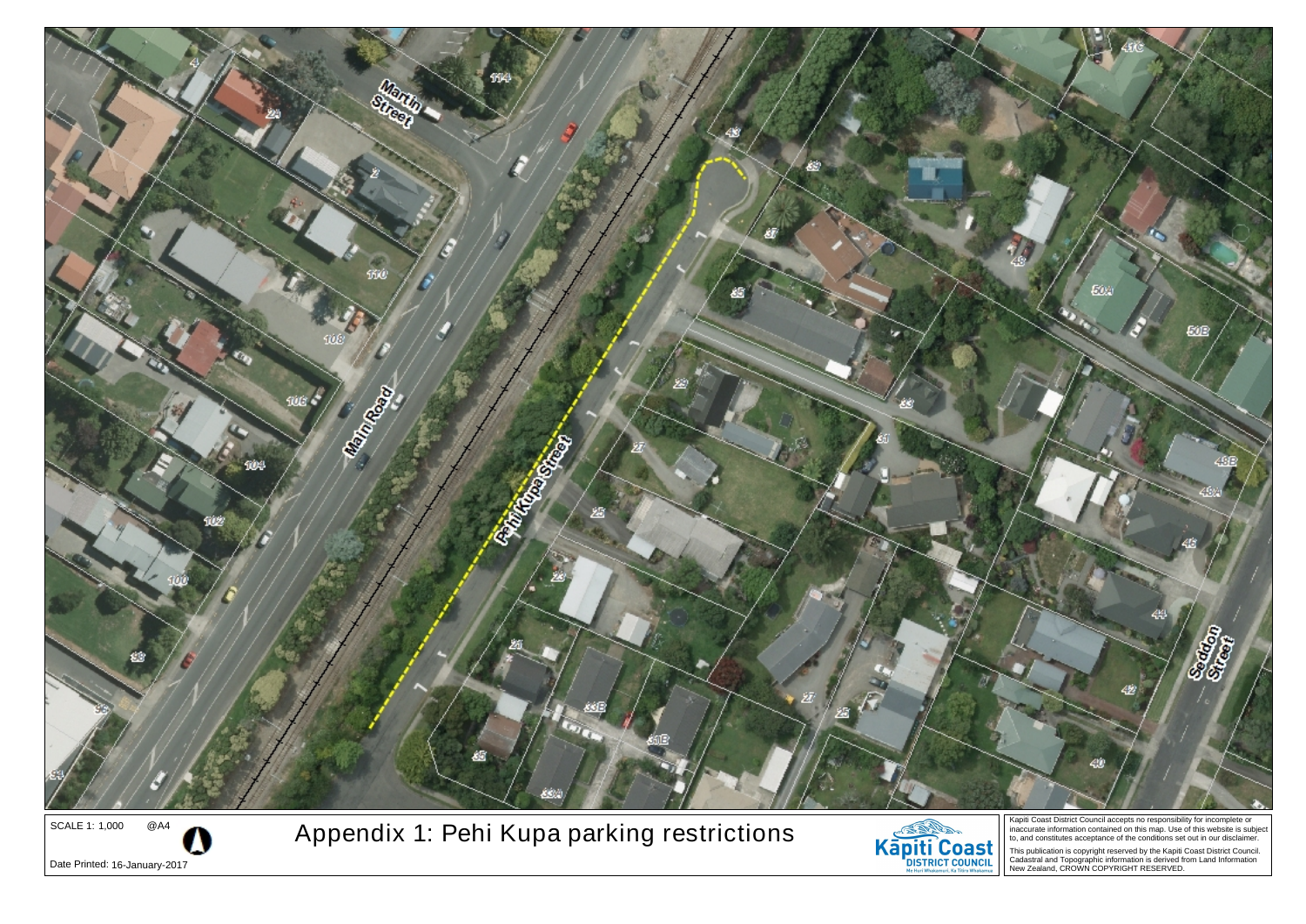# Appendix 1: Pehi Kupa parking restrictions

SCALE 1: 1,000 @A4

Date Printed: 16-January-2017

Martin Street

Main Road

Pehi Kupa Street

Seddon Street

Kāpiti Coast DISTRICT COUNCIL

Kapiti Coast District Council accepts no responsibility for incomplete or inaccurate information contained on this map. Use of this website is subject to, and constitutes acceptance of the conditions set out in our disclaimer.

This publication is copyright reserved by the Kapiti Coast District Council. Cadastral and Topographic information is derived from Land Information New Zealand, CROWN COPYRIGHT RESERVED.